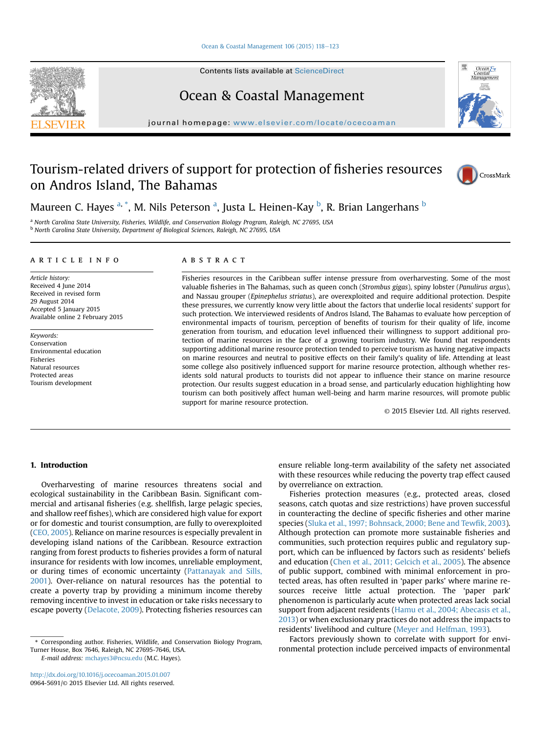Contents lists available at ScienceDirect

# Ocean & Coastal Management

journal homepage: www.elsevier.com/locate/ocecoaman

# Tourism-related drivers of support for protection of fisheries resources on Andros Island, The Bahamas

Maureen C. Hayes [a,*], M. Nils Peterson [a], Justa L. Heinen-Kay [b], R. Brian Langerhans [b]

[a] North Carolina State University, Fisheries, Wildlife, and Conservation Biology Program, Raleigh, NC 27695, USA
[b] North Carolina State University, Department of Biological Sciences, Raleigh, NC 27695, USA

## ARTICLE INFO

*Article history:*
Received 4 June 2014
Received in revised form
29 August 2014
Accepted 5 January 2015
Available online 2 February 2015

*Keywords:*
Conservation
Environmental education
Fisheries
Natural resources
Protected areas
Tourism development

## ABSTRACT

Fisheries resources in the Caribbean suffer intense pressure from overharvesting. Some of the most valuable fisheries in The Bahamas, such as queen conch (*Strombus gigas*), spiny lobster (*Panulirus argus*), and Nassau grouper (*Epinephelus striatus*), are overexploited and require additional protection. Despite these pressures, we currently know very little about the factors that underlie local residents' support for such protection. We interviewed residents of Andros Island, The Bahamas to evaluate how perception of environmental impacts of tourism, perception of benefits of tourism for their quality of life, income generation from tourism, and education level influenced their willingness to support additional protection of marine resources in the face of a growing tourism industry. We found that respondents supporting additional marine resource protection tended to perceive tourism as having negative impacts on marine resources and neutral to positive effects on their family's quality of life. Attending at least some college also positively influenced support for marine resource protection, although whether residents sold natural products to tourists did not appear to influence their stance on marine resource protection. Our results suggest education in a broad sense, and particularly education highlighting how tourism can both positively affect human well-being and harm marine resources, will promote public support for marine resource protection.

© 2015 Elsevier Ltd. All rights reserved.

## 1. Introduction

Overharvesting of marine resources threatens social and ecological sustainability in the Caribbean Basin. Significant commercial and artisanal fisheries (e.g. shellfish, large pelagic species, and shallow reef fishes), which are considered high value for export or for domestic and tourist consumption, are fully to overexploited (CEO, 2005). Reliance on marine resources is especially prevalent in developing island nations of the Caribbean. Resource extraction ranging from forest products to fisheries provides a form of natural insurance for residents with low incomes, unreliable employment, or during times of economic uncertainty (Pattanayak and Sills, 2001). Over-reliance on natural resources has the potential to create a poverty trap by providing a minimum income thereby removing incentive to invest in education or take risks necessary to escape poverty (Delacote, 2009). Protecting fisheries resources can ensure reliable long-term availability of the safety net associated with these resources while reducing the poverty trap effect caused by overreliance on extraction.

Fisheries protection measures (e.g., protected areas, closed seasons, catch quotas and size restrictions) have proven successful in counteracting the decline of specific fisheries and other marine species (Sluka et al., 1997; Bohnsack, 2000; Bene and Tewfik, 2003). Although protection can promote more sustainable fisheries and communities, such protection requires public and regulatory support, which can be influenced by factors such as residents' beliefs and education (Chen et al., 2011; Gelcich et al., 2005). The absence of public support, combined with minimal enforcement in protected areas, has often resulted in 'paper parks' where marine resources receive little actual protection. The 'paper park' phenomenon is particularly acute when protected areas lack social support from adjacent residents (Hamu et al., 2004; Abecasis et al., 2013) or when exclusionary practices do not address the impacts to residents' livelihood and culture (Meyer and Helfman, 1993).

Factors previously shown to correlate with support for environmental protection include perceived impacts of environmental

\* Corresponding author. Fisheries, Wildlife, and Conservation Biology Program, Turner House, Box 7646, Raleigh, NC 27695-7646, USA.
E-mail address: mchayes3@ncsu.edu (M.C. Hayes).

http://dx.doi.org/10.1016/j.ocecoaman.2015.01.007
0964-5691/© 2015 Elsevier Ltd. All rights reserved.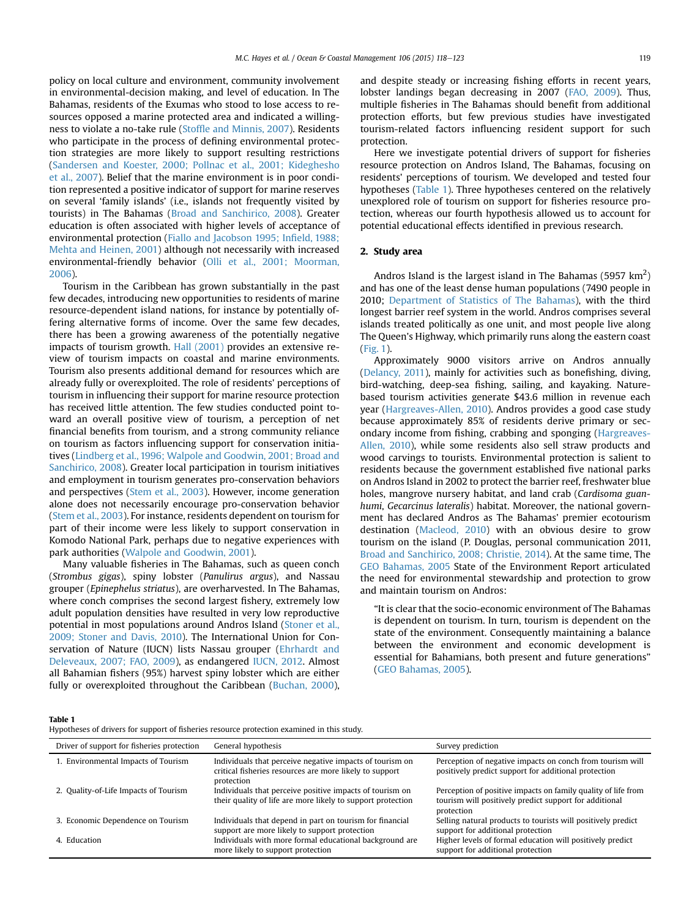policy on local culture and environment, community involvement in environmental-decision making, and level of education. In The Bahamas, residents of the Exumas who stood to lose access to resources opposed a marine protected area and indicated a willingness to violate a no-take rule (Stoffle and Minnis, 2007). Residents who participate in the process of defining environmental protection strategies are more likely to support resulting restrictions (Sandersen and Koester, 2000; Pollnac et al., 2001; Kideghesho et al., 2007). Belief that the marine environment is in poor condition represented a positive indicator of support for marine reserves on several 'family islands' (i.e., islands not frequently visited by tourists) in The Bahamas (Broad and Sanchirico, 2008). Greater education is often associated with higher levels of acceptance of environmental protection (Fiallo and Jacobson 1995; Infield, 1988; Mehta and Heinen, 2001) although not necessarily with increased environmental-friendly behavior (Olli et al., 2001; Moorman, 2006).

Tourism in the Caribbean has grown substantially in the past few decades, introducing new opportunities to residents of marine resource-dependent island nations, for instance by potentially offering alternative forms of income. Over the same few decades, there has been a growing awareness of the potentially negative impacts of tourism growth. Hall (2001) provides an extensive review of tourism impacts on coastal and marine environments. Tourism also presents additional demand for resources which are already fully or overexploited. The role of residents' perceptions of tourism in influencing their support for marine resource protection has received little attention. The few studies conducted point toward an overall positive view of tourism, a perception of net financial benefits from tourism, and a strong community reliance on tourism as factors influencing support for conservation initiatives (Lindberg et al., 1996; Walpole and Goodwin, 2001; Broad and Sanchirico, 2008). Greater local participation in tourism initiatives and employment in tourism generates pro-conservation behaviors and perspectives (Stem et al., 2003). However, income generation alone does not necessarily encourage pro-conservation behavior (Stem et al., 2003). For instance, residents dependent on tourism for part of their income were less likely to support conservation in Komodo National Park, perhaps due to negative experiences with park authorities (Walpole and Goodwin, 2001).

Many valuable fisheries in The Bahamas, such as queen conch (*Strombus gigas*), spiny lobster (*Panulirus argus*), and Nassau grouper (*Epinephelus striatus*), are overharvested. In The Bahamas, where conch comprises the second largest fishery, extremely low adult population densities have resulted in very low reproductive potential in most populations around Andros Island (Stoner et al., 2009; Stoner and Davis, 2010). The International Union for Conservation of Nature (IUCN) lists Nassau grouper (Ehrhardt and Deleveaux, 2007; FAO, 2009), as endangered IUCN, 2012. Almost all Bahamian fishers (95%) harvest spiny lobster which are either fully or overexploited throughout the Caribbean (Buchan, 2000), and despite steady or increasing fishing efforts in recent years, lobster landings began decreasing in 2007 (FAO, 2009). Thus, multiple fisheries in The Bahamas should benefit from additional protection efforts, but few previous studies have investigated tourism-related factors influencing resident support for such protection.

Here we investigate potential drivers of support for fisheries resource protection on Andros Island, The Bahamas, focusing on residents' perceptions of tourism. We developed and tested four hypotheses (Table 1). Three hypotheses centered on the relatively unexplored role of tourism on support for fisheries resource protection, whereas our fourth hypothesis allowed us to account for potential educational effects identified in previous research.

## 2. Study area

Andros Island is the largest island in The Bahamas (5957 $km^2$) and has one of the least dense human populations (7490 people in 2010; Department of Statistics of The Bahamas), with the third longest barrier reef system in the world. Andros comprises several islands treated politically as one unit, and most people live along The Queen's Highway, which primarily runs along the eastern coast (Fig. 1).

Approximately 9000 visitors arrive on Andros annually (Delancy, 2011), mainly for activities such as bonefishing, diving, bird-watching, deep-sea fishing, sailing, and kayaking. Nature-based tourism activities generate $43.6 million in revenue each year (Hargreaves-Allen, 2010). Andros provides a good case study because approximately 85% of residents derive primary or secondary income from fishing, crabbing and sponging (Hargreaves-Allen, 2010), while some residents also sell straw products and wood carvings to tourists. Environmental protection is salient to residents because the government established five national parks on Andros Island in 2002 to protect the barrier reef, freshwater blue holes, mangrove nursery habitat, and land crab (*Cardisoma guanhumi*, *Gecarcinus lateralis*) habitat. Moreover, the national government has declared Andros as The Bahamas' premier ecotourism destination (Macleod, 2010) with an obvious desire to grow tourism on the island (P. Douglas, personal communication 2011, Broad and Sanchirico, 2008; Christie, 2014). At the same time, The GEO Bahamas, 2005 State of the Environment Report articulated the need for environmental stewardship and protection to grow and maintain tourism on Andros:

> "It is clear that the socio-economic environment of The Bahamas is dependent on tourism. In turn, tourism is dependent on the state of the environment. Consequently maintaining a balance between the environment and economic development is essential for Bahamians, both present and future generations" (GEO Bahamas, 2005).

**Table 1**
Hypotheses of drivers for support of fisheries resource protection examined in this study.

| Driver of support for fisheries protection | General hypothesis | Survey prediction |
|---|---|---|
| 1. Environmental Impacts of Tourism | Individuals that perceive negative impacts of tourism on critical fisheries resources are more likely to support protection | Perception of negative impacts on conch from tourism will positively predict support for additional protection |
| 2. Quality-of-Life Impacts of Tourism | Individuals that perceive positive impacts of tourism on their quality of life are more likely to support protection | Perception of positive impacts on family quality of life from tourism will positively predict support for additional protection |
| 3. Economic Dependence on Tourism | Individuals that depend in part on tourism for financial support are more likely to support protection | Selling natural products to tourists will positively predict support for additional protection |
| 4. Education | Individuals with more formal educational background are more likely to support protection | Higher levels of formal education will positively predict support for additional protection |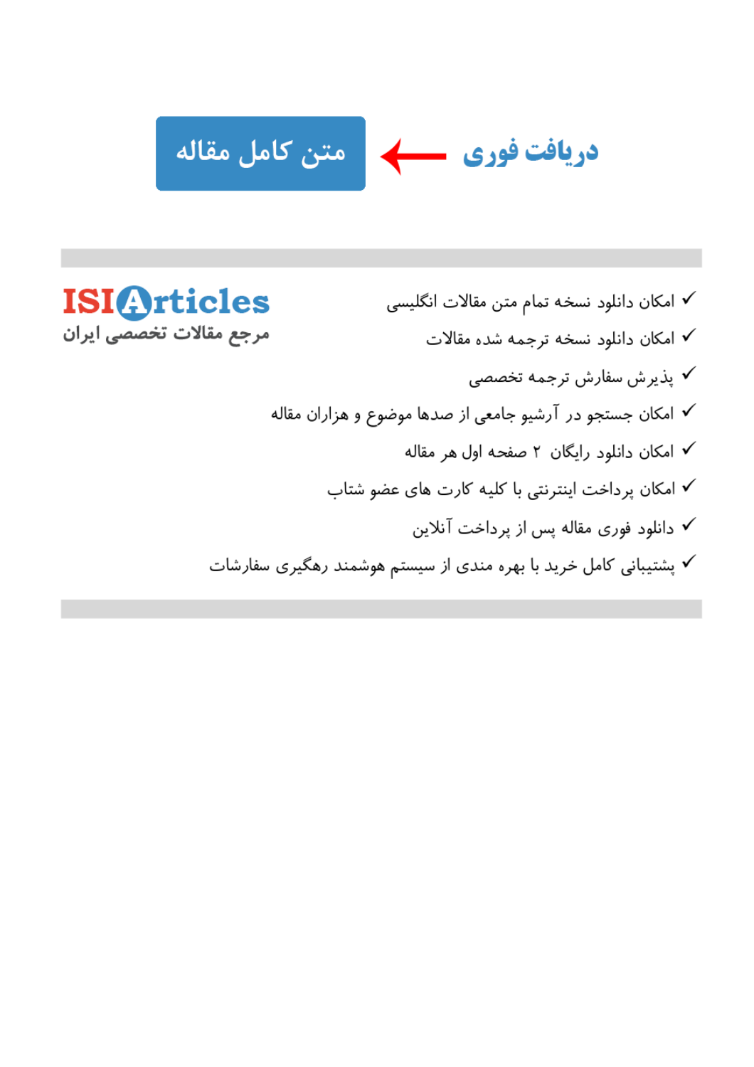دریافت فوری ← متن کامل مقاله

**ISIArticles**
مرجع مقالات تخصصی ایران

- ✓ امکان دانلود نسخه تمام متن مقالات انگلیسی
- ✓ امکان دانلود نسخه ترجمه شده مقالات
- ✓ پذیرش سفارش ترجمه تخصصی
- ✓ امکان جستجو در آرشیو جامعی از صدها موضوع و هزاران مقاله
- ✓ امکان دانلود رایگان ۲ صفحه اول هر مقاله
- ✓ امکان پرداخت اینترنتی با کلیه کارت های عضو شتاب
- ✓ دانلود فوری مقاله پس از پرداخت آنلاین
- ✓ پشتیبانی کامل خرید با بهره مندی از سیستم هوشمند رهگیری سفارشات